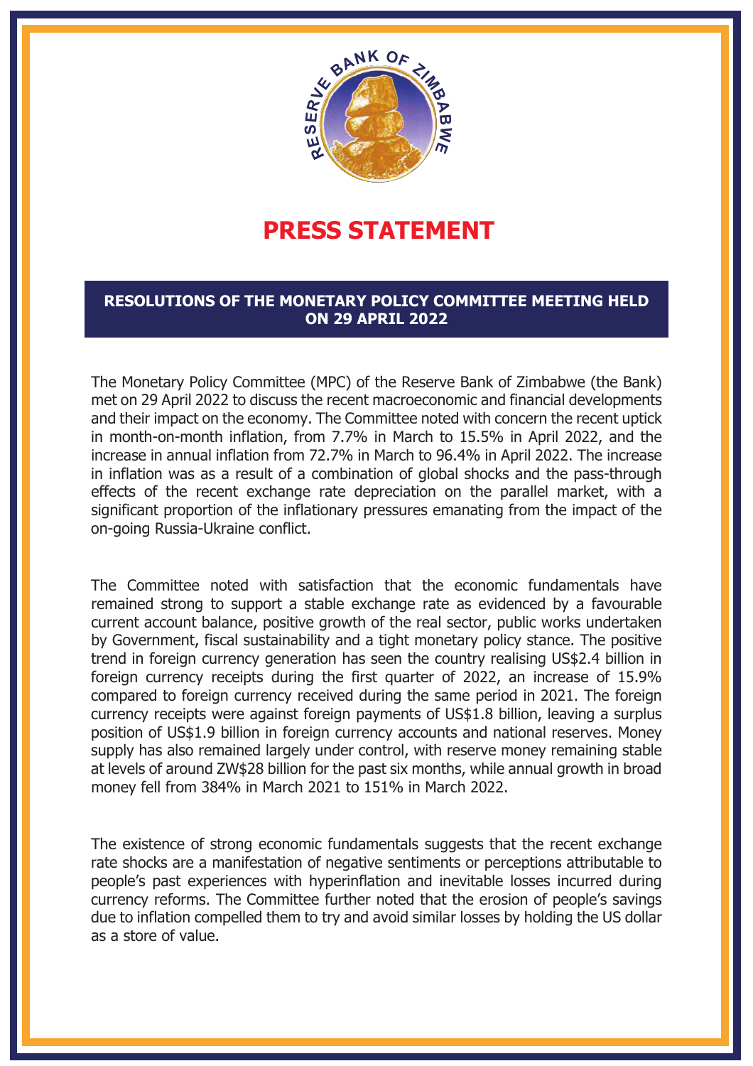# PRESS STATEMENT

## RESOLUTIONS OF THE MONETARY POLICY COMMITTEE MEETING HELD ON 29 APRIL 2022

The Monetary Policy Committee (MPC) of the Reserve Bank of Zimbabwe (the Bank) met on 29 April 2022 to discuss the recent macroeconomic and financial developments and their impact on the economy. The Committee noted with concern the recent uptick in month-on-month inflation, from 7.7% in March to 15.5% in April 2022, and the increase in annual inflation from 72.7% in March to 96.4% in April 2022. The increase in inflation was as a result of a combination of global shocks and the pass-through effects of the recent exchange rate depreciation on the parallel market, with a significant proportion of the inflationary pressures emanating from the impact of the on-going Russia-Ukraine conflict.

The Committee noted with satisfaction that the economic fundamentals have remained strong to support a stable exchange rate as evidenced by a favourable current account balance, positive growth of the real sector, public works undertaken by Government, fiscal sustainability and a tight monetary policy stance. The positive trend in foreign currency generation has seen the country realising US$2.4 billion in foreign currency receipts during the first quarter of 2022, an increase of 15.9% compared to foreign currency received during the same period in 2021. The foreign currency receipts were against foreign payments of US$1.8 billion, leaving a surplus position of US$1.9 billion in foreign currency accounts and national reserves. Money supply has also remained largely under control, with reserve money remaining stable at levels of around ZW$28 billion for the past six months, while annual growth in broad money fell from 384% in March 2021 to 151% in March 2022.

The existence of strong economic fundamentals suggests that the recent exchange rate shocks are a manifestation of negative sentiments or perceptions attributable to people's past experiences with hyperinflation and inevitable losses incurred during currency reforms. The Committee further noted that the erosion of people's savings due to inflation compelled them to try and avoid similar losses by holding the US dollar as a store of value.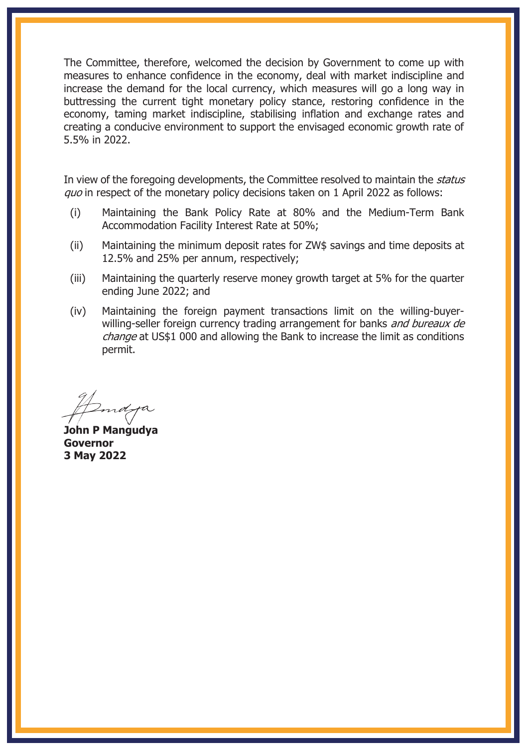The Committee, therefore, welcomed the decision by Government to come up with measures to enhance confidence in the economy, deal with market indiscipline and increase the demand for the local currency, which measures will go a long way in buttressing the current tight monetary policy stance, restoring confidence in the economy, taming market indiscipline, stabilising inflation and exchange rates and creating a conducive environment to support the envisaged economic growth rate of 5.5% in 2022.

In view of the foregoing developments, the Committee resolved to maintain the *status quo* in respect of the monetary policy decisions taken on 1 April 2022 as follows:

(i) Maintaining the Bank Policy Rate at 80% and the Medium-Term Bank Accommodation Facility Interest Rate at 50%;

(ii) Maintaining the minimum deposit rates for ZW$ savings and time deposits at 12.5% and 25% per annum, respectively;

(iii) Maintaining the quarterly reserve money growth target at 5% for the quarter ending June 2022; and

(iv) Maintaining the foreign payment transactions limit on the willing-buyer-willing-seller foreign currency trading arrangement for banks *and bureaux de change* at US$1 000 and allowing the Bank to increase the limit as conditions permit.

**John P Mangudya**
**Governor**
**3 May 2022**